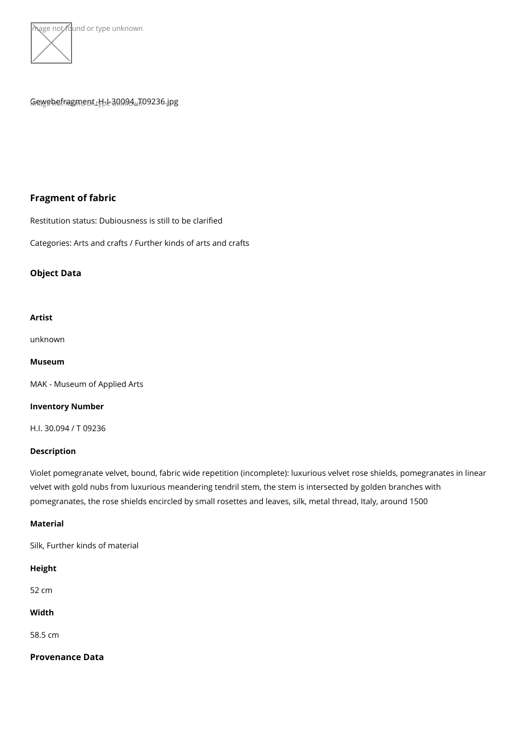Gewebefragment_H-I-30094_T09236.jpg

## Fragment of fabric

Restitution status: Dubiousness is still to be clarified

Categories: Arts and crafts / Further kinds of arts and crafts

### Object Data

**Artist**

unknown

**Museum**

MAK - Museum of Applied Arts

**Inventory Number**

H.I. 30.094 / T 09236

**Description**

Violet pomegranate velvet, bound, fabric wide repetition (incomplete): luxurious velvet rose shields, pomegranates in linear velvet with gold nubs from luxurious meandering tendril stem, the stem is intersected by golden branches with pomegranates, the rose shields encircled by small rosettes and leaves, silk, metal thread, Italy, around 1500

**Material**

Silk, Further kinds of material

**Height**

52 cm

**Width**

58.5 cm

### Provenance Data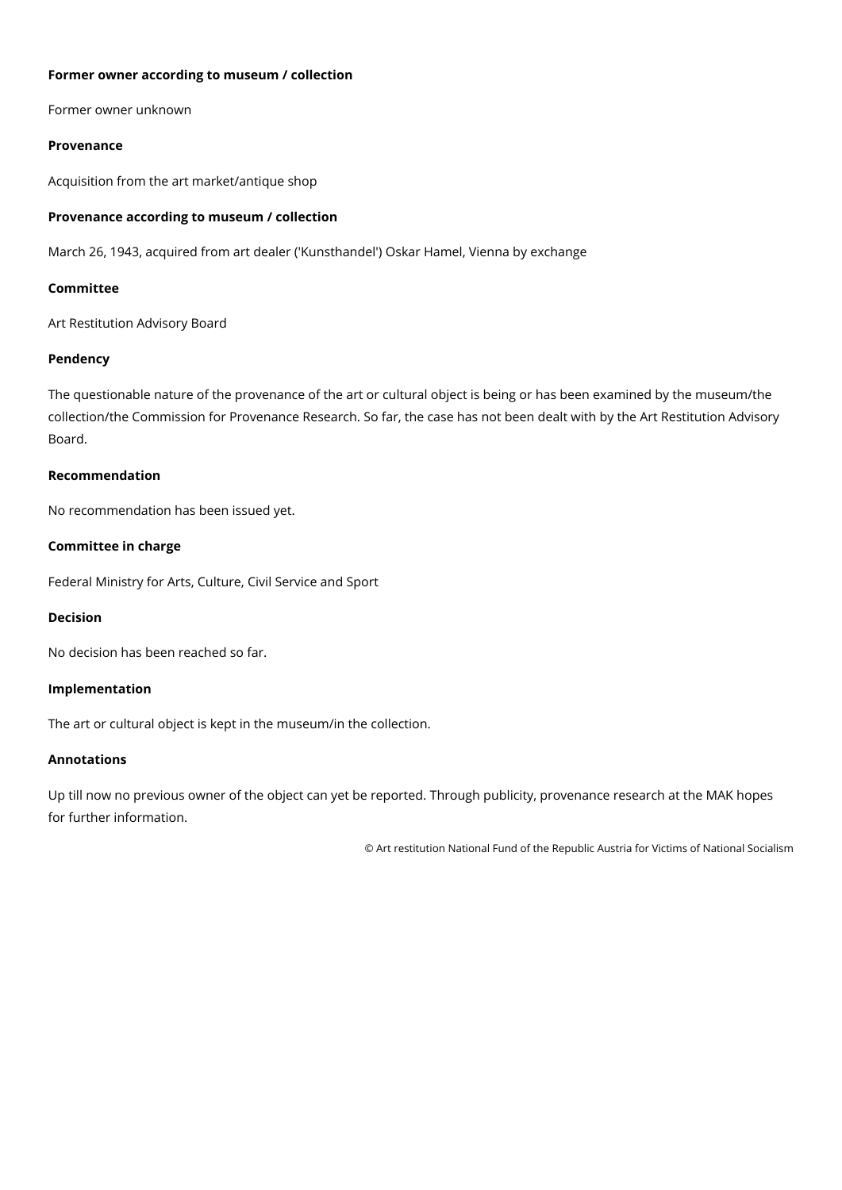**Former owner according to museum / collection**

Former owner unknown

**Provenance**

Acquisition from the art market/antique shop

**Provenance according to museum / collection**

March 26, 1943, acquired from art dealer ('Kunsthandel') Oskar Hamel, Vienna by exchange

**Committee**

Art Restitution Advisory Board

**Pendency**

The questionable nature of the provenance of the art or cultural object is being or has been examined by the museum/the collection/the Commission for Provenance Research. So far, the case has not been dealt with by the Art Restitution Advisory Board.

**Recommendation**

No recommendation has been issued yet.

**Committee in charge**

Federal Ministry for Arts, Culture, Civil Service and Sport

**Decision**

No decision has been reached so far.

**Implementation**

The art or cultural object is kept in the museum/in the collection.

**Annotations**

Up till now no previous owner of the object can yet be reported. Through publicity, provenance research at the MAK hopes for further information.

© Art restitution National Fund of the Republic Austria for Victims of National Socialism